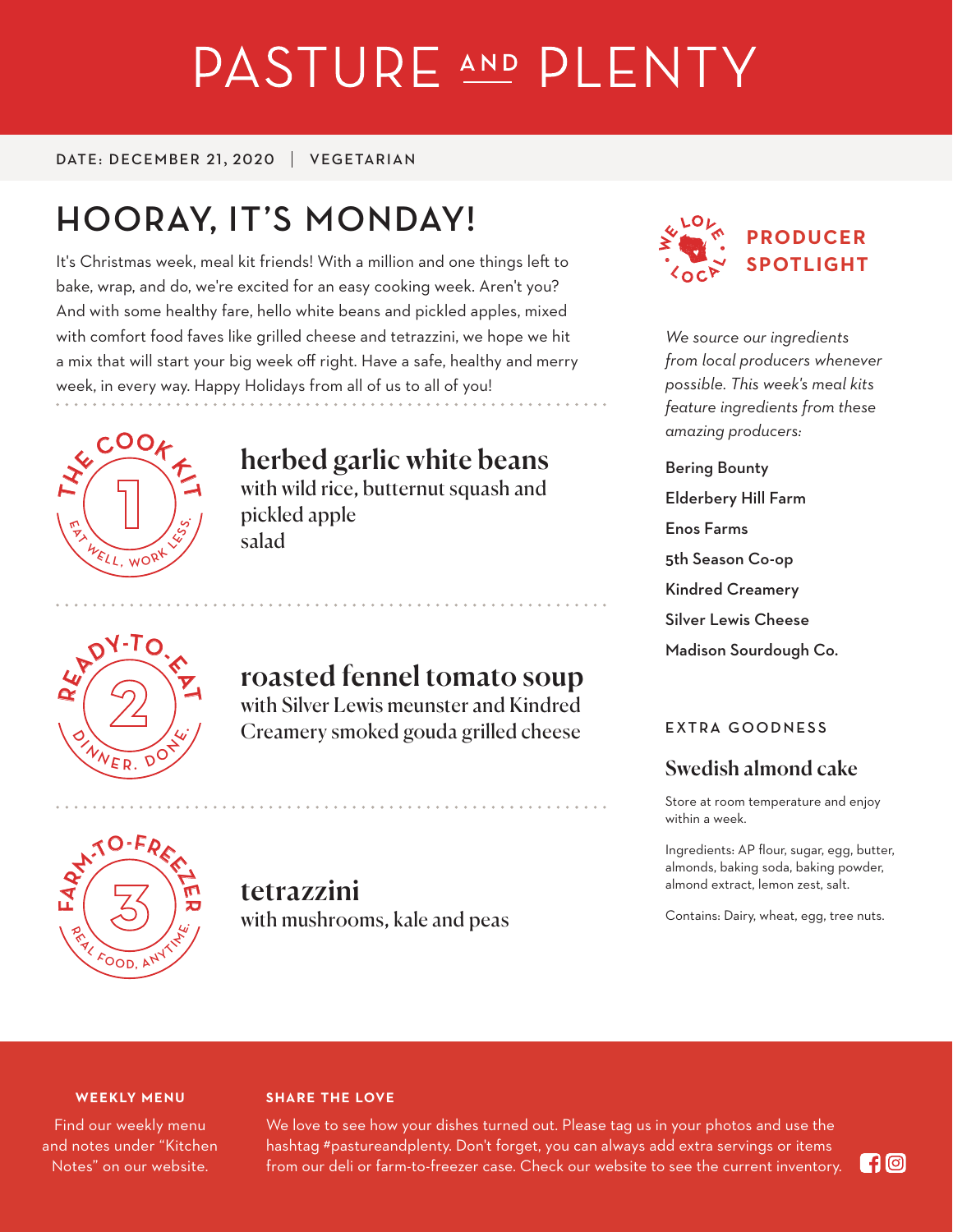# PASTURE AND PLENTY

DATE: DECEMBER 21, 2020 | VEGETARIAN

## HOORAY, IT'S MONDAY!

It's Christmas week, meal kit friends! With a million and one things left to bake, wrap, and do, we're excited for an easy cooking week. Aren't you? And with some healthy fare, hello white beans and pickled apples, mixed with comfort food faves like grilled cheese and tetrazzini, we hope we hit a mix that will start your big week off right. Have a safe, healthy and merry week, in every way. Happy Holidays from all of us to all of you!

THE COOK KIT 1 — EAT WELL, WORK LESS.

### herbed garlic white beans

with wild rice, butternut squash and pickled apple salad

READY-TO-EAT 2 — DINNER. DONE.

### roasted fennel tomato soup

with Silver Lewis meunster and Kindred Creamery smoked gouda grilled cheese

FARM-TO-FREEZER 3 — REAL FOOD, ANYTIME.

### tetrazzini

with mushrooms, kale and peas

WE LOVE LOCAL

## PRODUCER SPOTLIGHT

*We source our ingredients from local producers whenever possible. This week's meal kits feature ingredients from these amazing producers:*

Bering Bounty

Elderbery Hill Farm

Enos Farms

5th Season Co-op

Kindred Creamery

Silver Lewis Cheese

Madison Sourdough Co.

EXTRA GOODNESS

### Swedish almond cake

Store at room temperature and enjoy within a week.

Ingredients: AP flour, sugar, egg, butter, almonds, baking soda, baking powder, almond extract, lemon zest, salt.

Contains: Dairy, wheat, egg, tree nuts.

**WEEKLY MENU**

Find our weekly menu and notes under "Kitchen Notes" on our website.

**SHARE THE LOVE**

We love to see how your dishes turned out. Please tag us in your photos and use the hashtag #pastureandplenty. Don't forget, you can always add extra servings or items from our deli or farm-to-freezer case. Check our website to see the current inventory.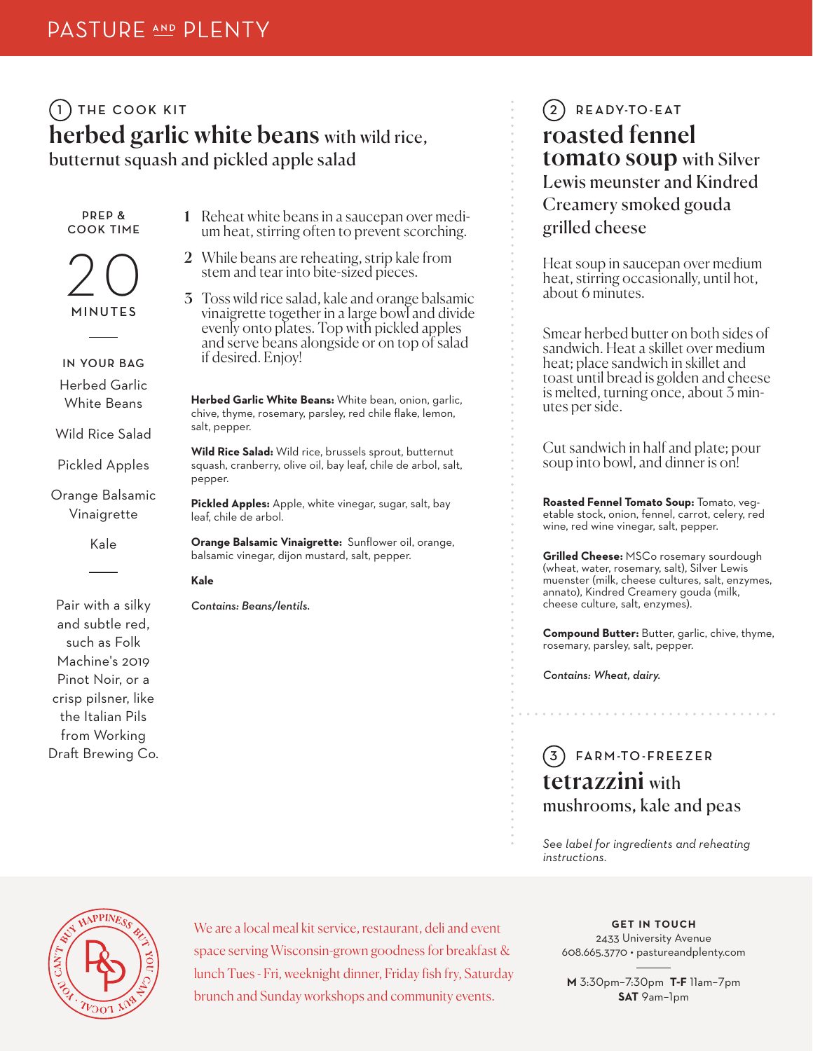# PASTURE AND PLENTY

## 1 THE COOK KIT

## herbed garlic white beans with wild rice, butternut squash and pickled apple salad

PREP & COOK TIME

20 MINUTES

IN YOUR BAG

Herbed Garlic White Beans

Wild Rice Salad

Pickled Apples

Orange Balsamic Vinaigrette

Kale

Pair with a silky and subtle red, such as Folk Machine's 2019 Pinot Noir, or a crisp pilsner, like the Italian Pils from Working Draft Brewing Co.

1. Reheat white beans in a saucepan over medium heat, stirring often to prevent scorching.
2. While beans are reheating, strip kale from stem and tear into bite-sized pieces.
3. Toss wild rice salad, kale and orange balsamic vinaigrette together in a large bowl and divide evenly onto plates. Top with pickled apples and serve beans alongside or on top of salad if desired. Enjoy!

**Herbed Garlic White Beans:** White bean, onion, garlic, chive, thyme, rosemary, parsley, red chile flake, lemon, salt, pepper.

**Wild Rice Salad:** Wild rice, brussels sprout, butternut squash, cranberry, olive oil, bay leaf, chile de arbol, salt, pepper.

**Pickled Apples:** Apple, white vinegar, sugar, salt, bay leaf, chile de arbol.

**Orange Balsamic Vinaigrette:** Sunflower oil, orange, balsamic vinegar, dijon mustard, salt, pepper.

**Kale**

*Contains: Beans/lentils.*

## 2 READY-TO-EAT

## roasted fennel tomato soup with Silver Lewis meunster and Kindred Creamery smoked gouda grilled cheese

Heat soup in saucepan over medium heat, stirring occasionally, until hot, about 6 minutes.

Smear herbed butter on both sides of sandwich. Heat a skillet over medium heat; place sandwich in skillet and toast until bread is golden and cheese is melted, turning once, about 3 minutes per side.

Cut sandwich in half and plate; pour soup into bowl, and dinner is on!

**Roasted Fennel Tomato Soup:** Tomato, vegetable stock, onion, fennel, carrot, celery, red wine, red wine vinegar, salt, pepper.

**Grilled Cheese:** MSCo rosemary sourdough (wheat, water, rosemary, salt), Silver Lewis muenster (milk, cheese cultures, salt, enzymes, annato), Kindred Creamery gouda (milk, cheese culture, salt, enzymes).

**Compound Butter:** Butter, garlic, chive, thyme, rosemary, parsley, salt, pepper.

*Contains: Wheat, dairy.*

## 3 FARM-TO-FREEZER

## tetrazzini with mushrooms, kale and peas

*See label for ingredients and reheating instructions.*

---

HAPPINESS BUT YOU CAN BUY LOCAL · YOU CAN'T BUY · P&P

We are a local meal kit service, restaurant, deli and event space serving Wisconsin-grown goodness for breakfast & lunch Tues - Fri, weeknight dinner, Friday fish fry, Saturday brunch and Sunday workshops and community events.

**GET IN TOUCH**

2433 University Avenue
608.665.3770 • pastureandplenty.com

**M** 3:30pm–7:30pm **T-F** 11am–7pm
**SAT** 9am–1pm